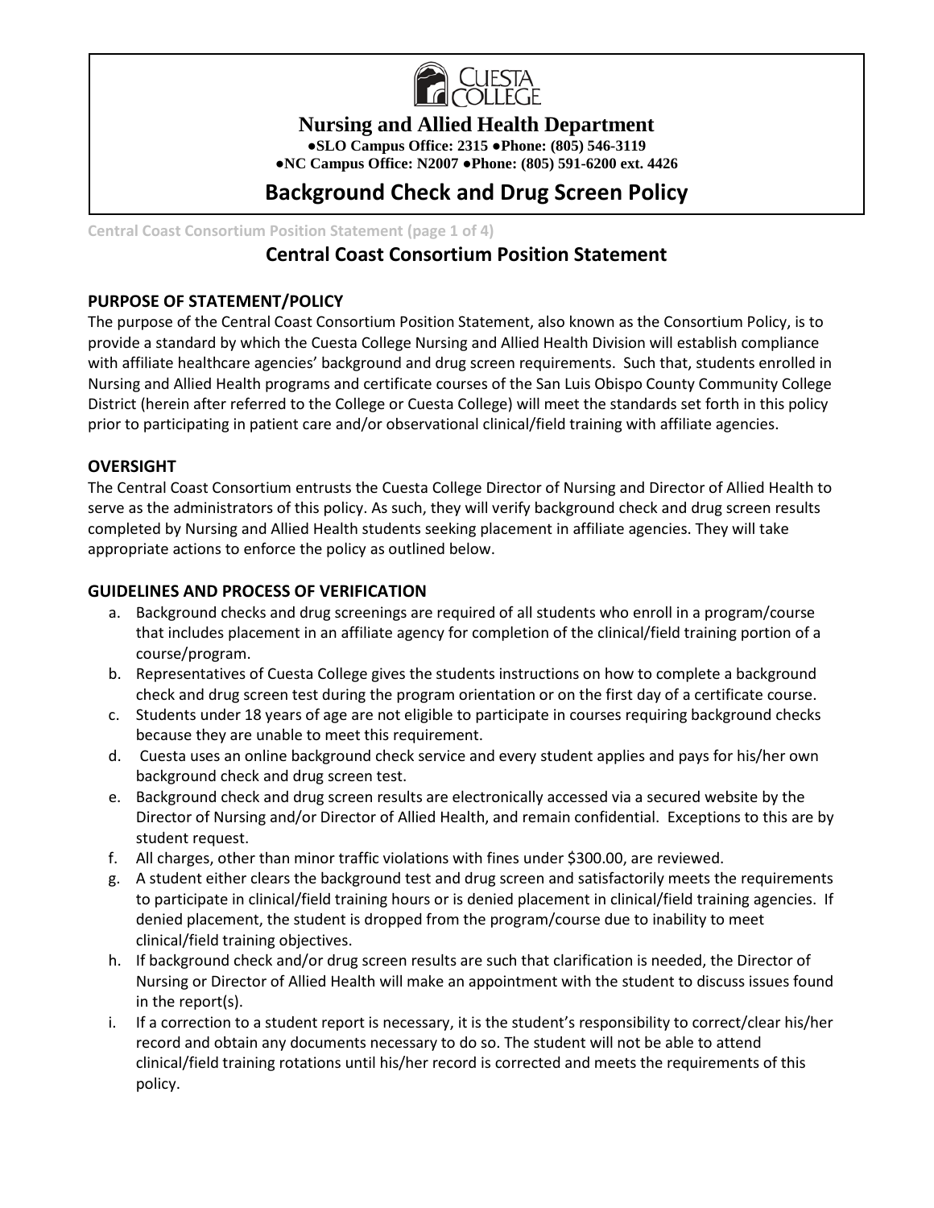# Nursing and Allied Health Department

**●SLO Campus Office: 2315 ●Phone: (805) 546-3119**
**●NC Campus Office: N2007 ●Phone: (805) 591-6200 ext. 4426**

# Background Check and Drug Screen Policy

## Central Coast Consortium Position Statement

### PURPOSE OF STATEMENT/POLICY

The purpose of the Central Coast Consortium Position Statement, also known as the Consortium Policy, is to provide a standard by which the Cuesta College Nursing and Allied Health Division will establish compliance with affiliate healthcare agencies' background and drug screen requirements. Such that, students enrolled in Nursing and Allied Health programs and certificate courses of the San Luis Obispo County Community College District (herein after referred to the College or Cuesta College) will meet the standards set forth in this policy prior to participating in patient care and/or observational clinical/field training with affiliate agencies.

### OVERSIGHT

The Central Coast Consortium entrusts the Cuesta College Director of Nursing and Director of Allied Health to serve as the administrators of this policy. As such, they will verify background check and drug screen results completed by Nursing and Allied Health students seeking placement in affiliate agencies. They will take appropriate actions to enforce the policy as outlined below.

### GUIDELINES AND PROCESS OF VERIFICATION

a. Background checks and drug screenings are required of all students who enroll in a program/course that includes placement in an affiliate agency for completion of the clinical/field training portion of a course/program.
b. Representatives of Cuesta College gives the students instructions on how to complete a background check and drug screen test during the program orientation or on the first day of a certificate course.
c. Students under 18 years of age are not eligible to participate in courses requiring background checks because they are unable to meet this requirement.
d. Cuesta uses an online background check service and every student applies and pays for his/her own background check and drug screen test.
e. Background check and drug screen results are electronically accessed via a secured website by the Director of Nursing and/or Director of Allied Health, and remain confidential. Exceptions to this are by student request.
f. All charges, other than minor traffic violations with fines under $300.00, are reviewed.
g. A student either clears the background test and drug screen and satisfactorily meets the requirements to participate in clinical/field training hours or is denied placement in clinical/field training agencies. If denied placement, the student is dropped from the program/course due to inability to meet clinical/field training objectives.
h. If background check and/or drug screen results are such that clarification is needed, the Director of Nursing or Director of Allied Health will make an appointment with the student to discuss issues found in the report(s).
i. If a correction to a student report is necessary, it is the student's responsibility to correct/clear his/her record and obtain any documents necessary to do so. The student will not be able to attend clinical/field training rotations until his/her record is corrected and meets the requirements of this policy.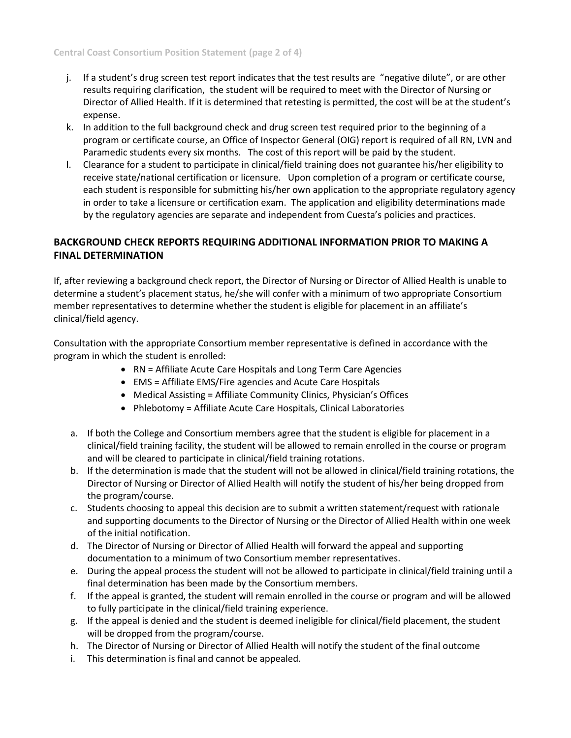j. If a student's drug screen test report indicates that the test results are "negative dilute", or are other results requiring clarification, the student will be required to meet with the Director of Nursing or Director of Allied Health. If it is determined that retesting is permitted, the cost will be at the student's expense.

k. In addition to the full background check and drug screen test required prior to the beginning of a program or certificate course, an Office of Inspector General (OIG) report is required of all RN, LVN and Paramedic students every six months. The cost of this report will be paid by the student.

l. Clearance for a student to participate in clinical/field training does not guarantee his/her eligibility to receive state/national certification or licensure. Upon completion of a program or certificate course, each student is responsible for submitting his/her own application to the appropriate regulatory agency in order to take a licensure or certification exam. The application and eligibility determinations made by the regulatory agencies are separate and independent from Cuesta's policies and practices.

## BACKGROUND CHECK REPORTS REQUIRING ADDITIONAL INFORMATION PRIOR TO MAKING A FINAL DETERMINATION

If, after reviewing a background check report, the Director of Nursing or Director of Allied Health is unable to determine a student's placement status, he/she will confer with a minimum of two appropriate Consortium member representatives to determine whether the student is eligible for placement in an affiliate's clinical/field agency.

Consultation with the appropriate Consortium member representative is defined in accordance with the program in which the student is enrolled:

- RN = Affiliate Acute Care Hospitals and Long Term Care Agencies
- EMS = Affiliate EMS/Fire agencies and Acute Care Hospitals
- Medical Assisting = Affiliate Community Clinics, Physician's Offices
- Phlebotomy = Affiliate Acute Care Hospitals, Clinical Laboratories

a. If both the College and Consortium members agree that the student is eligible for placement in a clinical/field training facility, the student will be allowed to remain enrolled in the course or program and will be cleared to participate in clinical/field training rotations.

b. If the determination is made that the student will not be allowed in clinical/field training rotations, the Director of Nursing or Director of Allied Health will notify the student of his/her being dropped from the program/course.

c. Students choosing to appeal this decision are to submit a written statement/request with rationale and supporting documents to the Director of Nursing or the Director of Allied Health within one week of the initial notification.

d. The Director of Nursing or Director of Allied Health will forward the appeal and supporting documentation to a minimum of two Consortium member representatives.

e. During the appeal process the student will not be allowed to participate in clinical/field training until a final determination has been made by the Consortium members.

f. If the appeal is granted, the student will remain enrolled in the course or program and will be allowed to fully participate in the clinical/field training experience.

g. If the appeal is denied and the student is deemed ineligible for clinical/field placement, the student will be dropped from the program/course.

h. The Director of Nursing or Director of Allied Health will notify the student of the final outcome

i. This determination is final and cannot be appealed.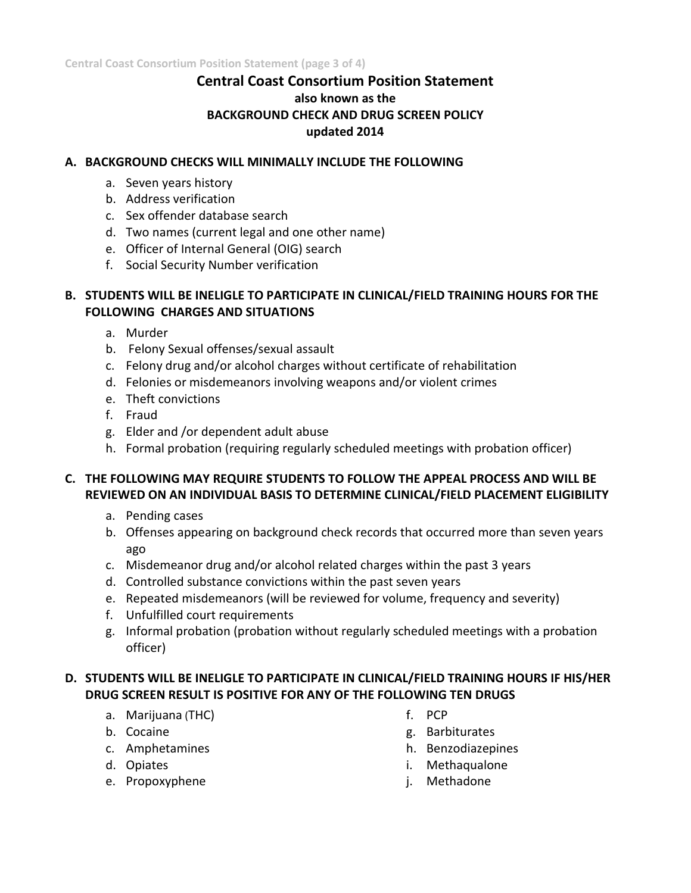# Central Coast Consortium Position Statement

## also known as the BACKGROUND CHECK AND DRUG SCREEN POLICY updated 2014

### A. BACKGROUND CHECKS WILL MINIMALLY INCLUDE THE FOLLOWING

a. Seven years history
b. Address verification
c. Sex offender database search
d. Two names (current legal and one other name)
e. Officer of Internal General (OIG) search
f. Social Security Number verification

### B. STUDENTS WILL BE INELIGLE TO PARTICIPATE IN CLINICAL/FIELD TRAINING HOURS FOR THE FOLLOWING CHARGES AND SITUATIONS

a. Murder
b. Felony Sexual offenses/sexual assault
c. Felony drug and/or alcohol charges without certificate of rehabilitation
d. Felonies or misdemeanors involving weapons and/or violent crimes
e. Theft convictions
f. Fraud
g. Elder and /or dependent adult abuse
h. Formal probation (requiring regularly scheduled meetings with probation officer)

### C. THE FOLLOWING MAY REQUIRE STUDENTS TO FOLLOW THE APPEAL PROCESS AND WILL BE REVIEWED ON AN INDIVIDUAL BASIS TO DETERMINE CLINICAL/FIELD PLACEMENT ELIGIBILITY

a. Pending cases
b. Offenses appearing on background check records that occurred more than seven years ago
c. Misdemeanor drug and/or alcohol related charges within the past 3 years
d. Controlled substance convictions within the past seven years
e. Repeated misdemeanors (will be reviewed for volume, frequency and severity)
f. Unfulfilled court requirements
g. Informal probation (probation without regularly scheduled meetings with a probation officer)

### D. STUDENTS WILL BE INELIGLE TO PARTICIPATE IN CLINICAL/FIELD TRAINING HOURS IF HIS/HER DRUG SCREEN RESULT IS POSITIVE FOR ANY OF THE FOLLOWING TEN DRUGS

a. Marijuana (THC)
b. Cocaine
c. Amphetamines
d. Opiates
e. Propoxyphene
f. PCP
g. Barbiturates
h. Benzodiazepines
i. Methaqualone
j. Methadone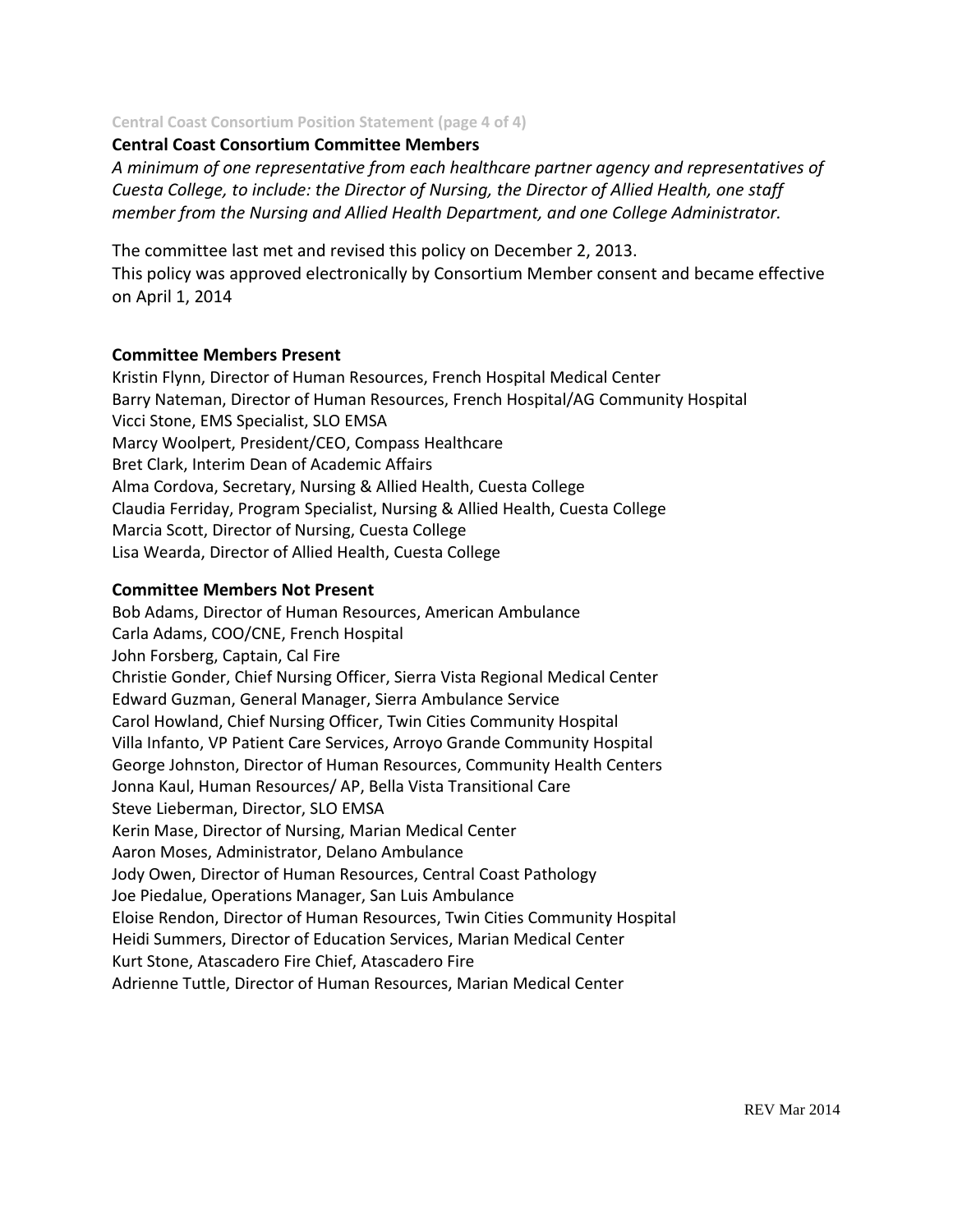## Central Coast Consortium Committee Members

*A minimum of one representative from each healthcare partner agency and representatives of Cuesta College, to include: the Director of Nursing, the Director of Allied Health, one staff member from the Nursing and Allied Health Department, and one College Administrator.*

The committee last met and revised this policy on December 2, 2013.
This policy was approved electronically by Consortium Member consent and became effective on April 1, 2014

### Committee Members Present

Kristin Flynn, Director of Human Resources, French Hospital Medical Center
Barry Nateman, Director of Human Resources, French Hospital/AG Community Hospital
Vicci Stone, EMS Specialist, SLO EMSA
Marcy Woolpert, President/CEO, Compass Healthcare
Bret Clark, Interim Dean of Academic Affairs
Alma Cordova, Secretary, Nursing & Allied Health, Cuesta College
Claudia Ferriday, Program Specialist, Nursing & Allied Health, Cuesta College
Marcia Scott, Director of Nursing, Cuesta College
Lisa Wearda, Director of Allied Health, Cuesta College

### Committee Members Not Present

Bob Adams, Director of Human Resources, American Ambulance
Carla Adams, COO/CNE, French Hospital
John Forsberg, Captain, Cal Fire
Christie Gonder, Chief Nursing Officer, Sierra Vista Regional Medical Center
Edward Guzman, General Manager, Sierra Ambulance Service
Carol Howland, Chief Nursing Officer, Twin Cities Community Hospital
Villa Infanto, VP Patient Care Services, Arroyo Grande Community Hospital
George Johnston, Director of Human Resources, Community Health Centers
Jonna Kaul, Human Resources/ AP, Bella Vista Transitional Care
Steve Lieberman, Director, SLO EMSA
Kerin Mase, Director of Nursing, Marian Medical Center
Aaron Moses, Administrator, Delano Ambulance
Jody Owen, Director of Human Resources, Central Coast Pathology
Joe Piedalue, Operations Manager, San Luis Ambulance
Eloise Rendon, Director of Human Resources, Twin Cities Community Hospital
Heidi Summers, Director of Education Services, Marian Medical Center
Kurt Stone, Atascadero Fire Chief, Atascadero Fire
Adrienne Tuttle, Director of Human Resources, Marian Medical Center

REV Mar 2014